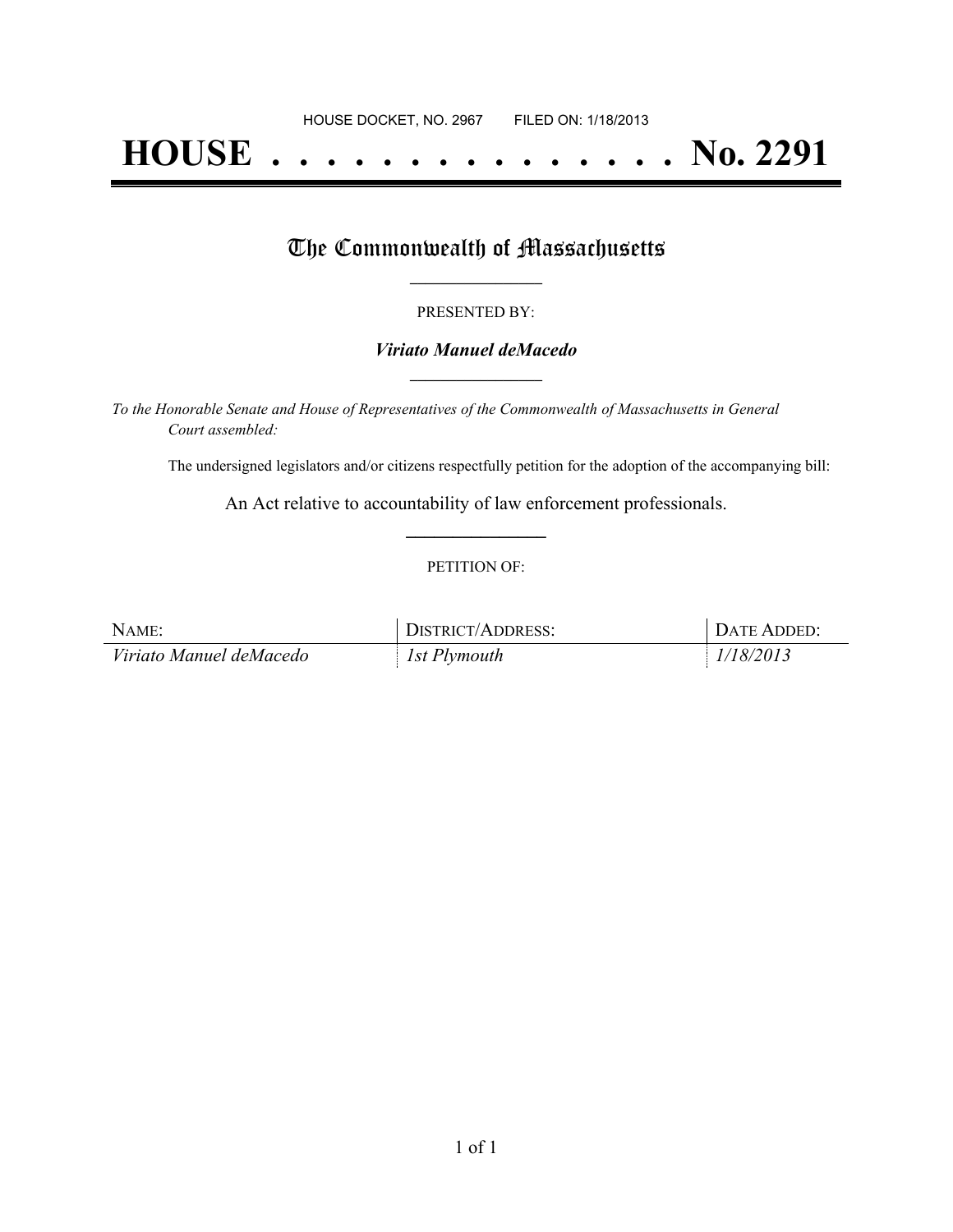HOUSE DOCKET, NO. 2967        FILED ON: 1/18/2013

# HOUSE . . . . . . . . . . . . . . . No. 2291

## The Commonwealth of Massachusetts

PRESENTED BY:

***Viriato Manuel deMacedo***

*To the Honorable Senate and House of Representatives of the Commonwealth of Massachusetts in General Court assembled:*

The undersigned legislators and/or citizens respectfully petition for the adoption of the accompanying bill:

An Act relative to accountability of law enforcement professionals.

PETITION OF:

| NAME: | DISTRICT/ADDRESS: | DATE ADDED: |
| --- | --- | --- |
| *Viriato Manuel deMacedo* | *1st Plymouth* | *1/18/2013* |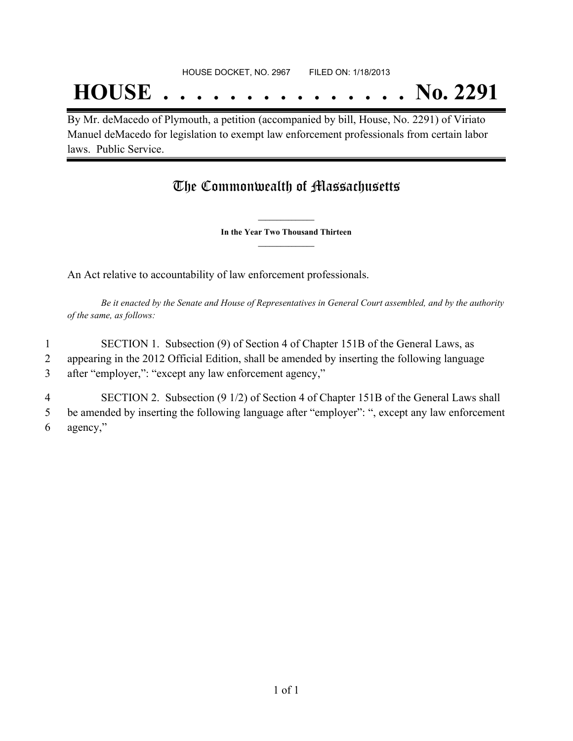HOUSE DOCKET, NO. 2967 FILED ON: 1/18/2013

# HOUSE . . . . . . . . . . . . . . . No. 2291

By Mr. deMacedo of Plymouth, a petition (accompanied by bill, House, No. 2291) of Viriato Manuel deMacedo for legislation to exempt law enforcement professionals from certain labor laws. Public Service.

## The Commonwealth of Massachusetts

**In the Year Two Thousand Thirteen**

An Act relative to accountability of law enforcement professionals.

*Be it enacted by the Senate and House of Representatives in General Court assembled, and by the authority of the same, as follows:*

1 SECTION 1. Subsection (9) of Section 4 of Chapter 151B of the General Laws, as
2 appearing in the 2012 Official Edition, shall be amended by inserting the following language
3 after "employer,": "except any law enforcement agency,"

4 SECTION 2. Subsection (9 1/2) of Section 4 of Chapter 151B of the General Laws shall
5 be amended by inserting the following language after "employer": ", except any law enforcement
6 agency,"